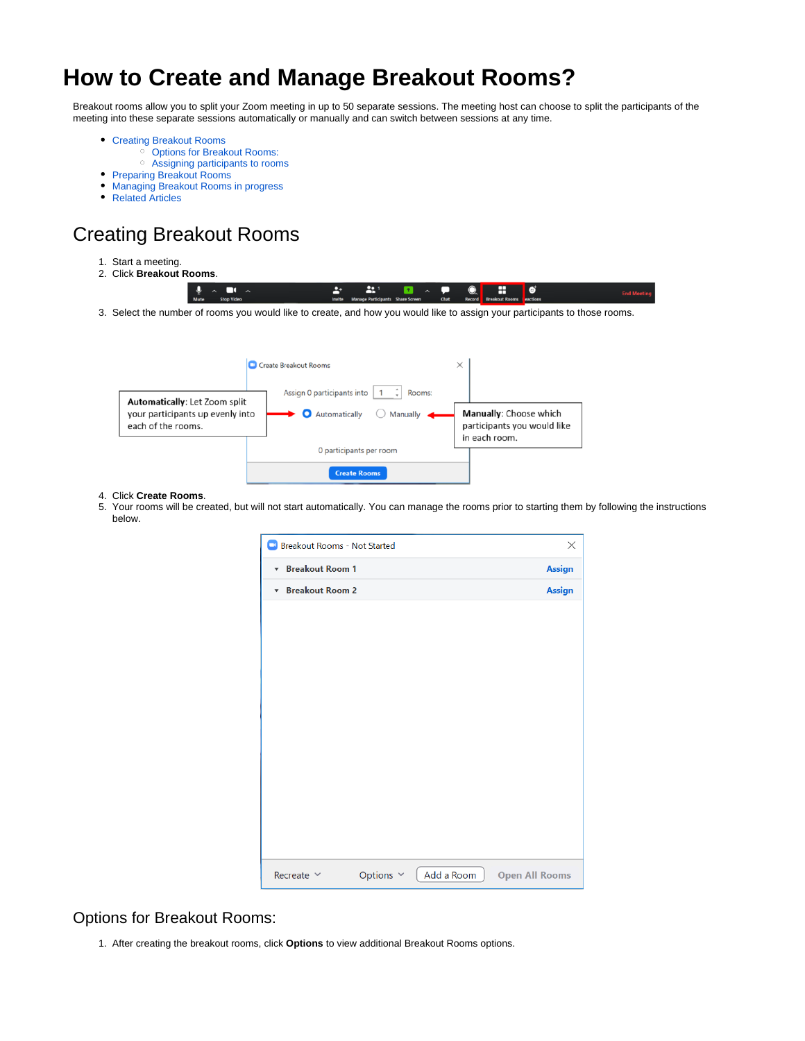# How to Create and Manage Breakout Rooms?

Breakout rooms allow you to split your Zoom meeting in up to 50 separate sessions. The meeting host can choose to split the participants of the meeting into these separate sessions automatically or manually and can switch between sessions at any time.

- Creating Breakout Rooms
  - Options for Breakout Rooms:
  - Assigning participants to rooms
- Preparing Breakout Rooms
- Managing Breakout Rooms in progress
- Related Articles

## Creating Breakout Rooms

1. Start a meeting.
2. Click **Breakout Rooms**.
3. Select the number of rooms you would like to create, and how you would like to assign your participants to those rooms.
4. Click **Create Rooms**.
5. Your rooms will be created, but will not start automatically. You can manage the rooms prior to starting them by following the instructions below.

## Options for Breakout Rooms:

1. After creating the breakout rooms, click **Options** to view additional Breakout Rooms options.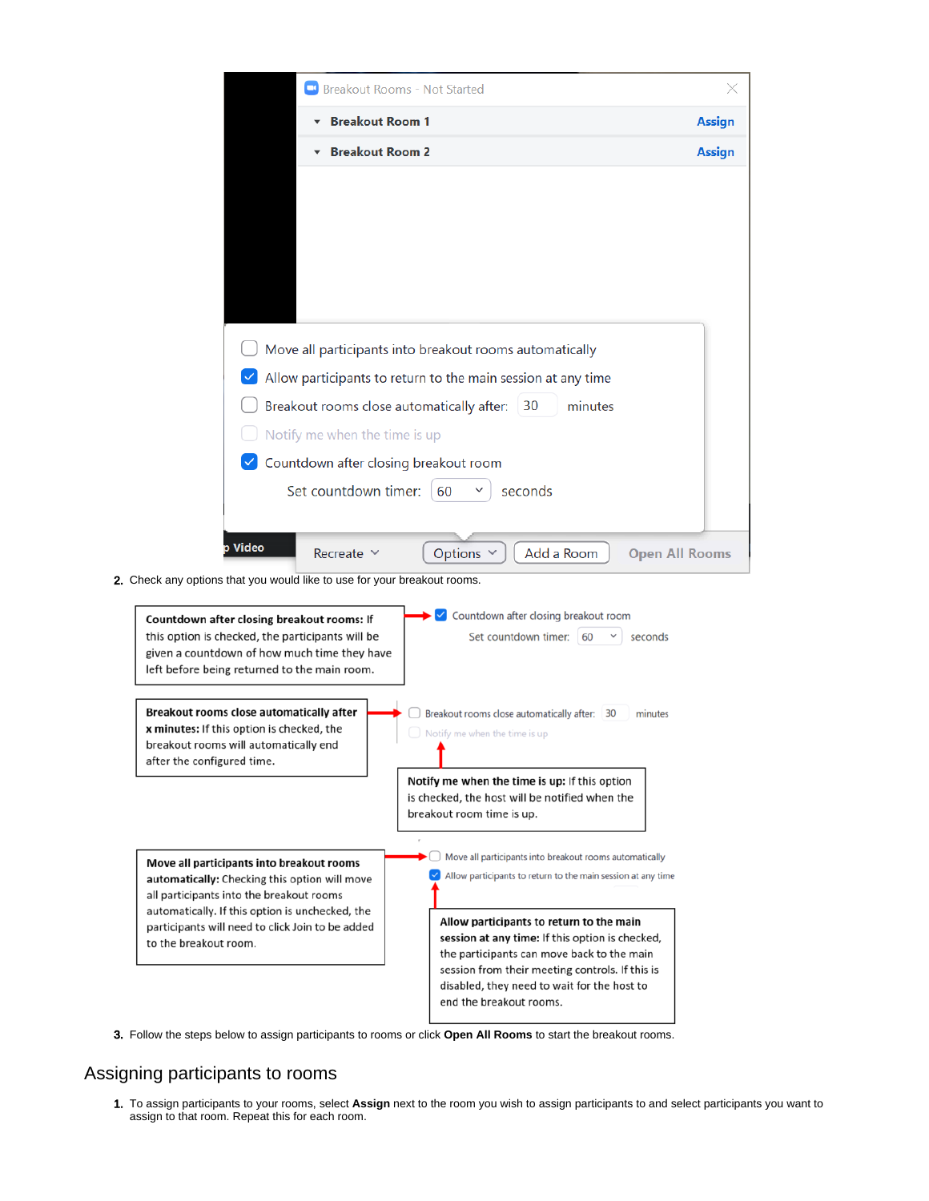2. Check any options that you would like to use for your breakout rooms.

**Countdown after closing breakout rooms:** If this option is checked, the participants will be given a countdown of how much time they have left before being returned to the main room.

**Breakout rooms close automatically after x minutes:** If this option is checked, the breakout rooms will automatically end after the configured time.

**Notify me when the time is up:** If this option is checked, the host will be notified when the breakout room time is up.

**Move all participants into breakout rooms automatically:** Checking this option will move all participants into the breakout rooms automatically. If this option is unchecked, the participants will need to click Join to be added to the breakout room.

**Allow participants to return to the main session at any time:** If this option is checked, the participants can move back to the main session from their meeting controls. If this is disabled, they need to wait for the host to end the breakout rooms.

3. Follow the steps below to assign participants to rooms or click **Open All Rooms** to start the breakout rooms.

## Assigning participants to rooms

1. To assign participants to your rooms, select **Assign** next to the room you wish to assign participants to and select participants you want to assign to that room. Repeat this for each room.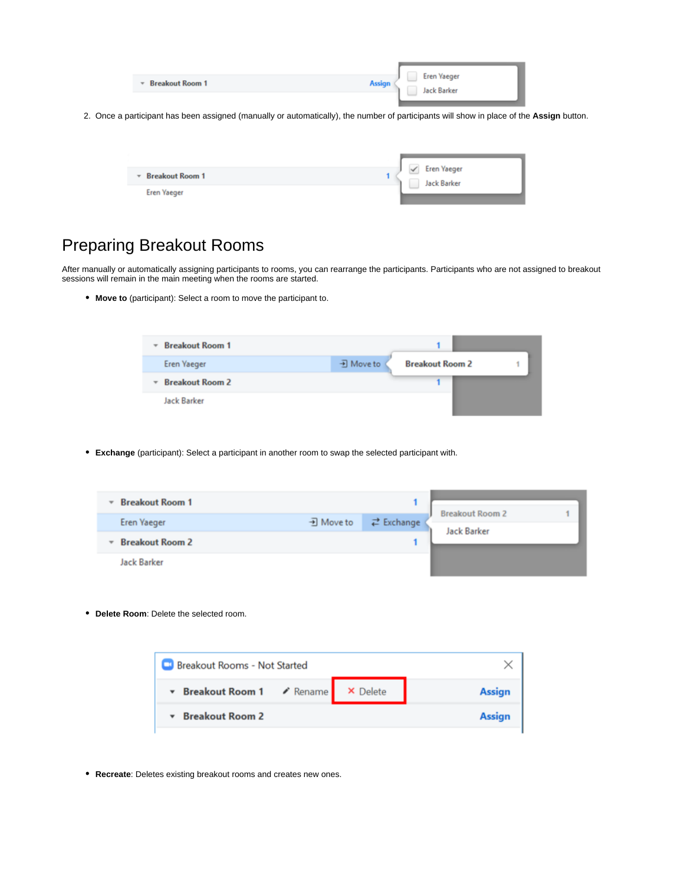2. Once a participant has been assigned (manually or automatically), the number of participants will show in place of the **Assign** button.

# Preparing Breakout Rooms

After manually or automatically assigning participants to rooms, you can rearrange the participants. Participants who are not assigned to breakout sessions will remain in the main meeting when the rooms are started.

- **Move to** (participant): Select a room to move the participant to.

- **Exchange** (participant): Select a participant in another room to swap the selected participant with.

- **Delete Room**: Delete the selected room.

- **Recreate**: Deletes existing breakout rooms and creates new ones.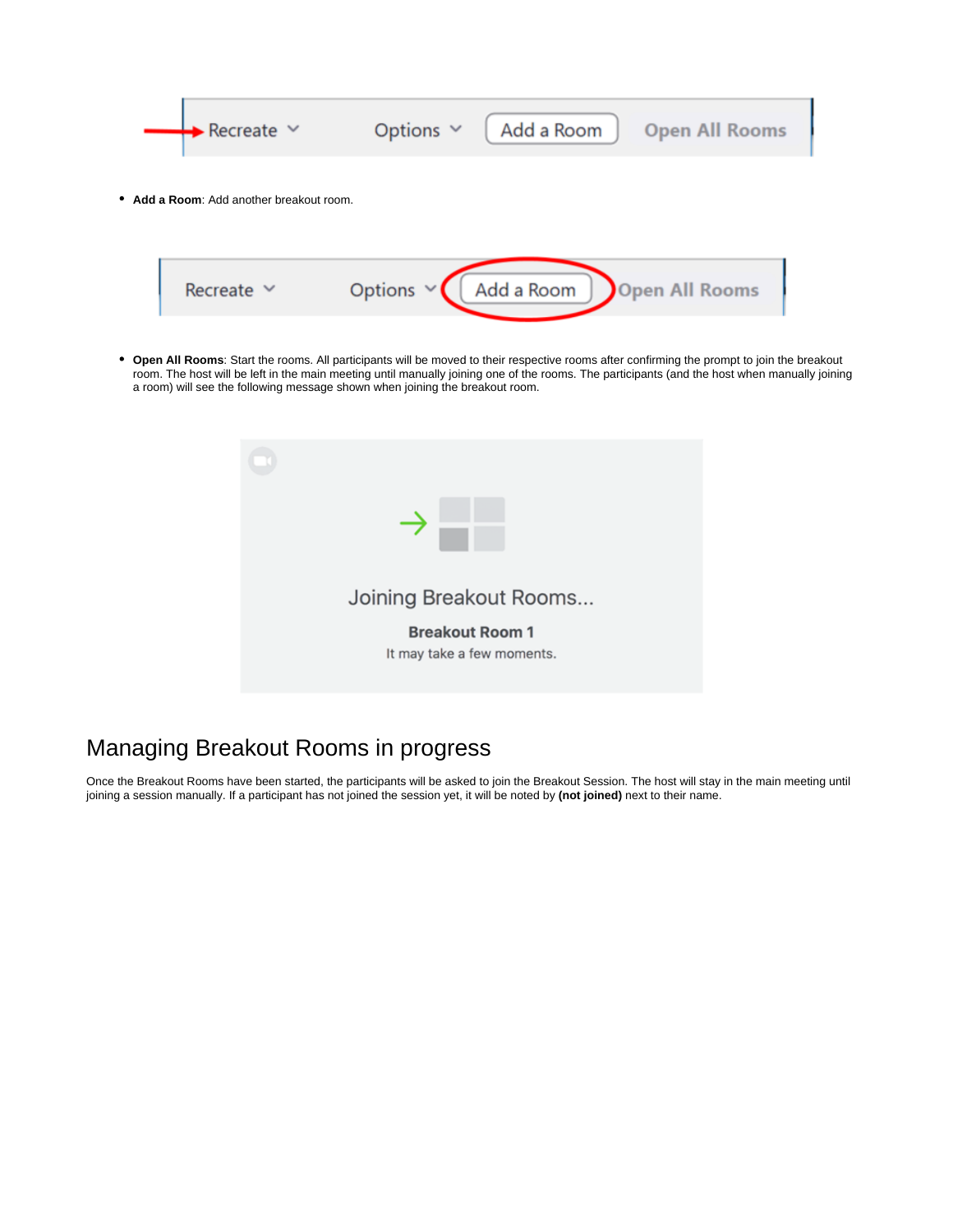- **Add a Room**: Add another breakout room.

- **Open All Rooms**: Start the rooms. All participants will be moved to their respective rooms after confirming the prompt to join the breakout room. The host will be left in the main meeting until manually joining one of the rooms. The participants (and the host when manually joining a room) will see the following message shown when joining the breakout room.

## Managing Breakout Rooms in progress

Once the Breakout Rooms have been started, the participants will be asked to join the Breakout Session. The host will stay in the main meeting until joining a session manually. If a participant has not joined the session yet, it will be noted by **(not joined)** next to their name.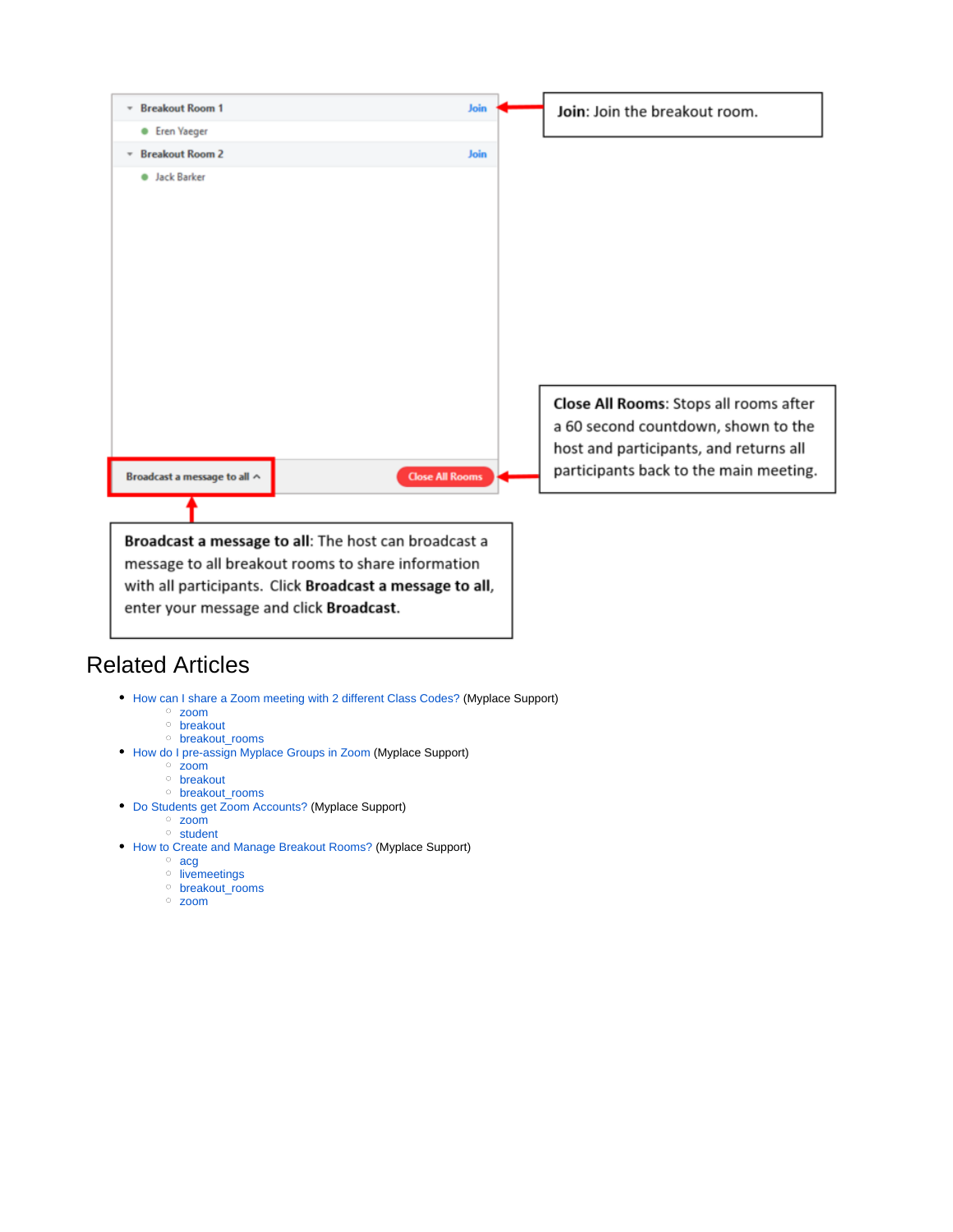Breakout Room 1 Join

Eren Yaeger

Breakout Room 2 Join

Jack Barker

Broadcast a message to all

Close All Rooms

**Join**: Join the breakout room.

**Close All Rooms**: Stops all rooms after a 60 second countdown, shown to the host and participants, and returns all participants back to the main meeting.

**Broadcast a message to all**: The host can broadcast a message to all breakout rooms to share information with all participants. Click **Broadcast a message to all**, enter your message and click **Broadcast**.

## Related Articles

- How can I share a Zoom meeting with 2 different Class Codes? (Myplace Support)
  - zoom
  - breakout
  - breakout_rooms
- How do I pre-assign Myplace Groups in Zoom (Myplace Support)
  - zoom
  - breakout
  - breakout_rooms
- Do Students get Zoom Accounts? (Myplace Support)
  - zoom
  - student
- How to Create and Manage Breakout Rooms? (Myplace Support)
  - acg
  - livemeetings
  - breakout_rooms
  - zoom